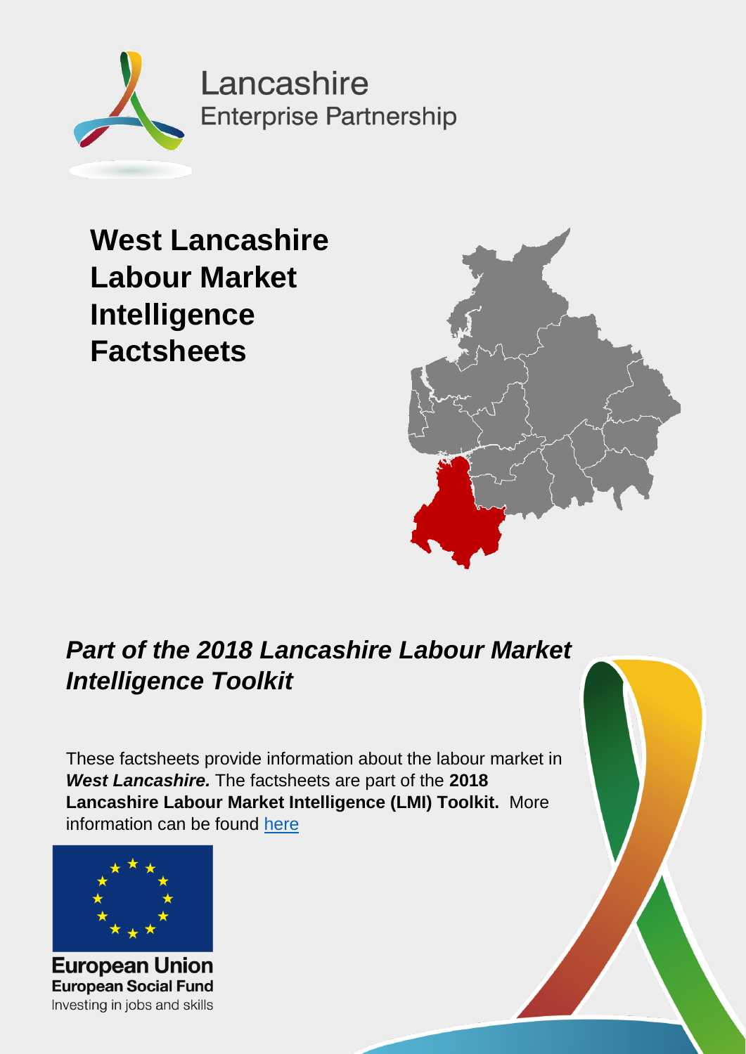Lancashire
Enterprise Partnership

# West Lancashire Labour Market Intelligence Factsheets

## *Part of the 2018 Lancashire Labour Market Intelligence Toolkit*

These factsheets provide information about the labour market in ***West Lancashire.*** The factsheets are part of the **2018 Lancashire Labour Market Intelligence (LMI) Toolkit.** More information can be found [here]

**European Union**
**European Social Fund**
Investing in jobs and skills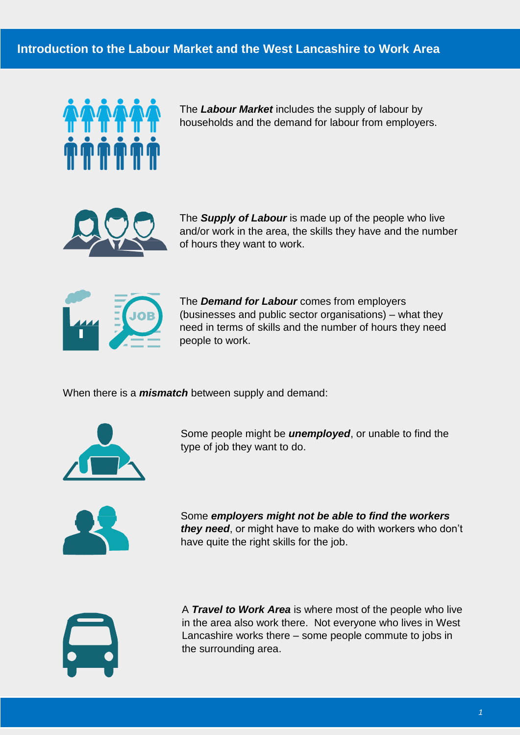# Introduction to the Labour Market and the West Lancashire to Work Area

The ***Labour Market*** includes the supply of labour by households and the demand for labour from employers.

The ***Supply of Labour*** is made up of the people who live and/or work in the area, the skills they have and the number of hours they want to work.

The ***Demand for Labour*** comes from employers (businesses and public sector organisations) – what they need in terms of skills and the number of hours they need people to work.

When there is a ***mismatch*** between supply and demand:

Some people might be ***unemployed***, or unable to find the type of job they want to do.

Some ***employers might not be able to find the workers they need***, or might have to make do with workers who don't have quite the right skills for the job.

A ***Travel to Work Area*** is where most of the people who live in the area also work there. Not everyone who lives in West Lancashire works there – some people commute to jobs in the surrounding area.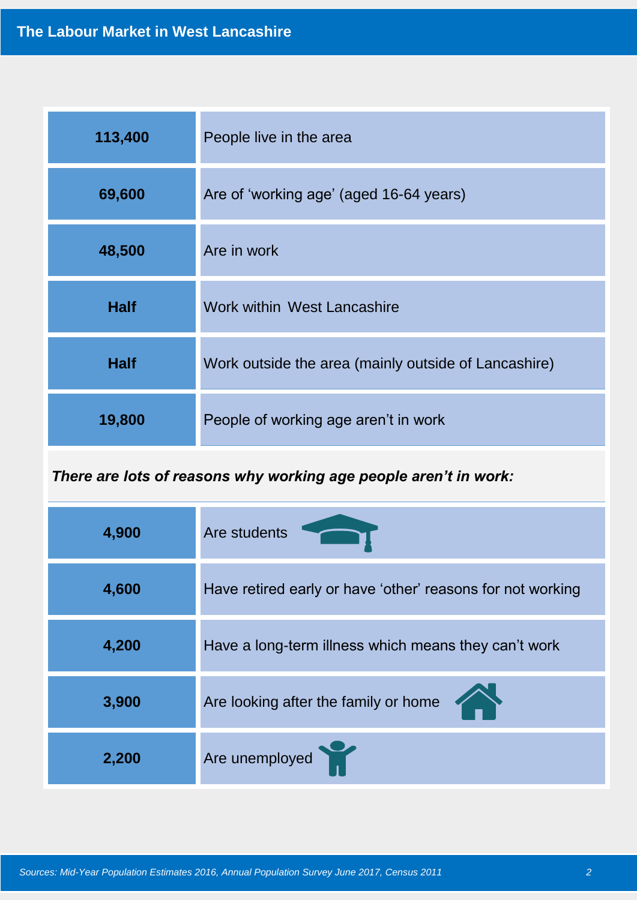## The Labour Market in West Lancashire

| | |
|---|---|
| **113,400** | People live in the area |
| **69,600** | Are of 'working age' (aged 16-64 years) |
| **48,500** | Are in work |
| **Half** | Work within West Lancashire |
| **Half** | Work outside the area (mainly outside of Lancashire) |
| **19,800** | People of working age aren't in work |

***There are lots of reasons why working age people aren't in work:***

| | |
|---|---|
| **4,900** | Are students |
| **4,600** | Have retired early or have 'other' reasons for not working |
| **4,200** | Have a long-term illness which means they can't work |
| **3,900** | Are looking after the family or home |
| **2,200** | Are unemployed |

*Sources: Mid-Year Population Estimates 2016, Annual Population Survey June 2017, Census 2011*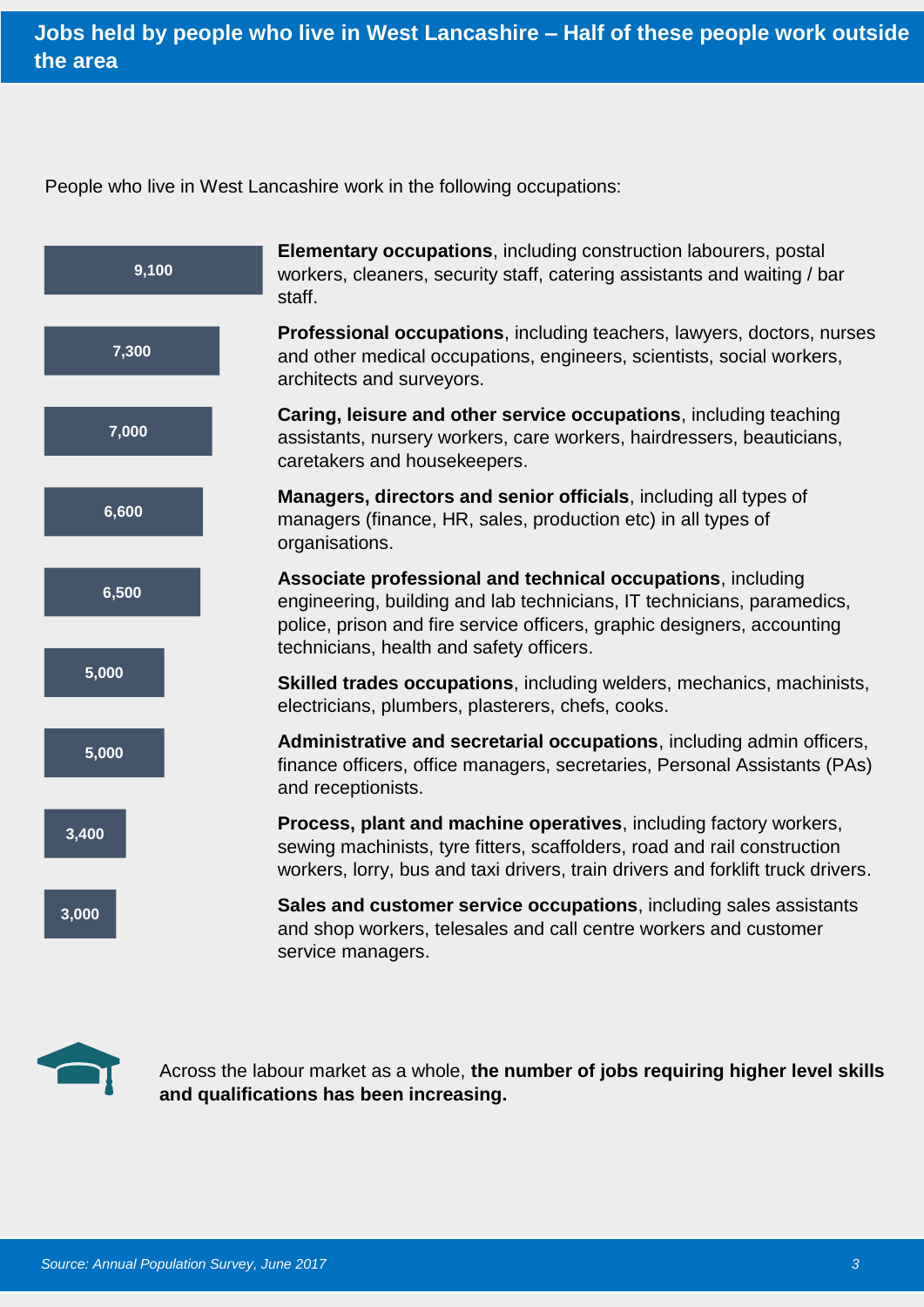# Jobs held by people who live in West Lancashire – Half of these people work outside the area

People who live in West Lancashire work in the following occupations:

| Number | Occupation |
| --- | --- |
| 9,100 | **Elementary occupations**, including construction labourers, postal workers, cleaners, security staff, catering assistants and waiting / bar staff. |
| 7,300 | **Professional occupations**, including teachers, lawyers, doctors, nurses and other medical occupations, engineers, scientists, social workers, architects and surveyors. |
| 7,000 | **Caring, leisure and other service occupations**, including teaching assistants, nursery workers, care workers, hairdressers, beauticians, caretakers and housekeepers. |
| 6,600 | **Managers, directors and senior officials**, including all types of managers (finance, HR, sales, production etc) in all types of organisations. |
| 6,500 | **Associate professional and technical occupations**, including engineering, building and lab technicians, IT technicians, paramedics, police, prison and fire service officers, graphic designers, accounting technicians, health and safety officers. |
| 5,000 | **Skilled trades occupations**, including welders, mechanics, machinists, electricians, plumbers, plasterers, chefs, cooks. |
| 5,000 | **Administrative and secretarial occupations**, including admin officers, finance officers, office managers, secretaries, Personal Assistants (PAs) and receptionists. |
| 3,400 | **Process, plant and machine operatives**, including factory workers, sewing machinists, tyre fitters, scaffolders, road and rail construction workers, lorry, bus and taxi drivers, train drivers and forklift truck drivers. |
| 3,000 | **Sales and customer service occupations**, including sales assistants and shop workers, telesales and call centre workers and customer service managers. |

Across the labour market as a whole, **the number of jobs requiring higher level skills and qualifications has been increasing.**

*Source: Annual Population Survey, June 2017*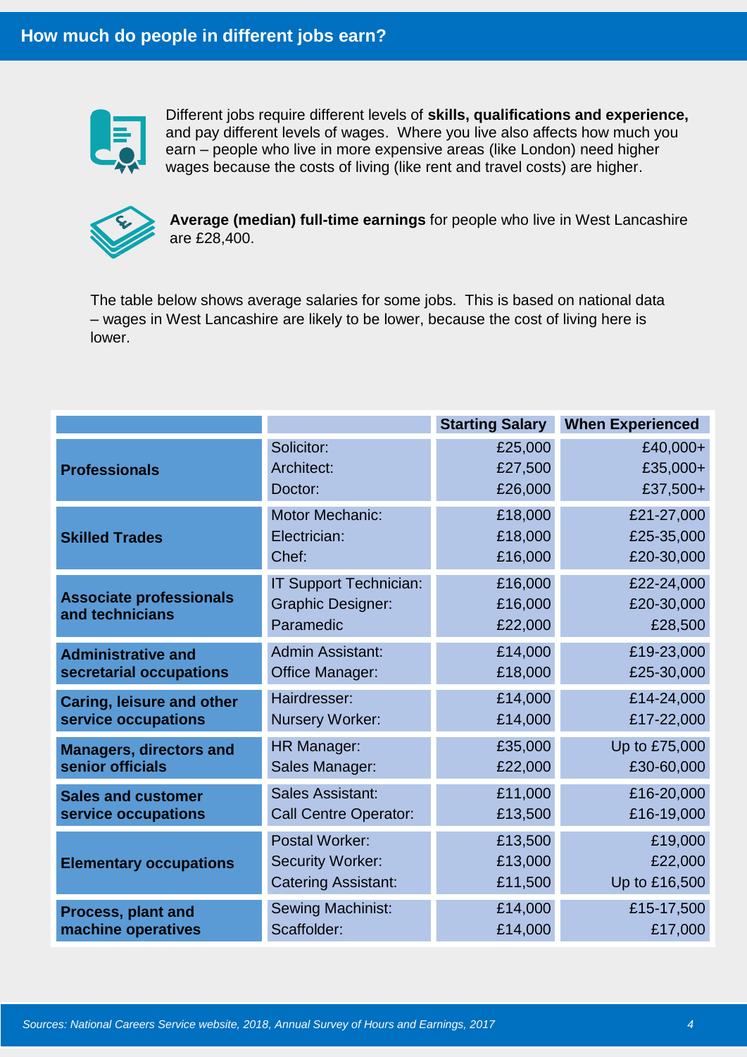## How much do people in different jobs earn?

Different jobs require different levels of **skills, qualifications and experience,** and pay different levels of wages. Where you live also affects how much you earn – people who live in more expensive areas (like London) need higher wages because the costs of living (like rent and travel costs) are higher.

**Average (median) full-time earnings** for people who live in West Lancashire are £28,400.

The table below shows average salaries for some jobs. This is based on national data – wages in West Lancashire are likely to be lower, because the cost of living here is lower.

| | | Starting Salary | When Experienced |
|---|---|---|---|
| **Professionals** | Solicitor: | £25,000 | £40,000+ |
| | Architect: | £27,500 | £35,000+ |
| | Doctor: | £26,000 | £37,500+ |
| **Skilled Trades** | Motor Mechanic: | £18,000 | £21-27,000 |
| | Electrician: | £18,000 | £25-35,000 |
| | Chef: | £16,000 | £20-30,000 |
| **Associate professionals and technicians** | IT Support Technician: | £16,000 | £22-24,000 |
| | Graphic Designer: | £16,000 | £20-30,000 |
| | Paramedic | £22,000 | £28,500 |
| **Administrative and secretarial occupations** | Admin Assistant: | £14,000 | £19-23,000 |
| | Office Manager: | £18,000 | £25-30,000 |
| **Caring, leisure and other service occupations** | Hairdresser: | £14,000 | £14-24,000 |
| | Nursery Worker: | £14,000 | £17-22,000 |
| **Managers, directors and senior officials** | HR Manager: | £35,000 | Up to £75,000 |
| | Sales Manager: | £22,000 | £30-60,000 |
| **Sales and customer service occupations** | Sales Assistant: | £11,000 | £16-20,000 |
| | Call Centre Operator: | £13,500 | £16-19,000 |
| **Elementary occupations** | Postal Worker: | £13,500 | £19,000 |
| | Security Worker: | £13,000 | £22,000 |
| | Catering Assistant: | £11,500 | Up to £16,500 |
| **Process, plant and machine operatives** | Sewing Machinist: | £14,000 | £15-17,500 |
| | Scaffolder: | £14,000 | £17,000 |

*Sources: National Careers Service website, 2018, Annual Survey of Hours and Earnings, 2017*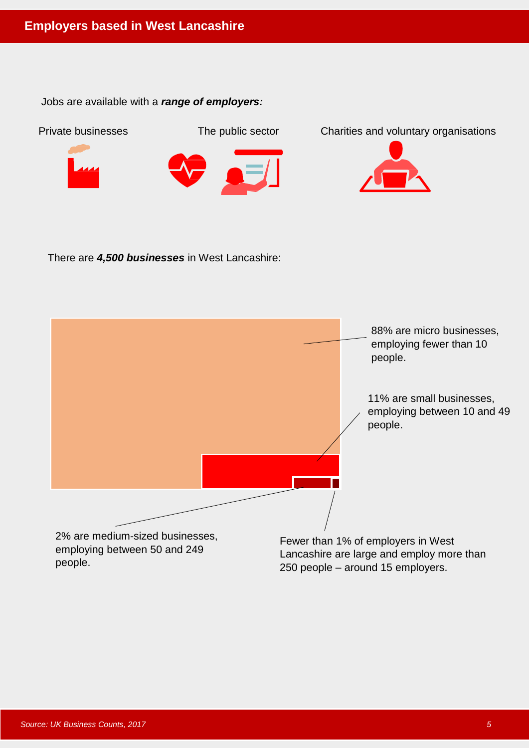## Employers based in West Lancashire

Jobs are available with a ***range of employers:***

Private businesses

The public sector

Charities and voluntary organisations

There are ***4,500 businesses*** in West Lancashire:

88% are micro businesses, employing fewer than 10 people.

11% are small businesses, employing between 10 and 49 people.

2% are medium-sized businesses, employing between 50 and 249 people.

Fewer than 1% of employers in West Lancashire are large and employ more than 250 people – around 15 employers.

*Source: UK Business Counts, 2017*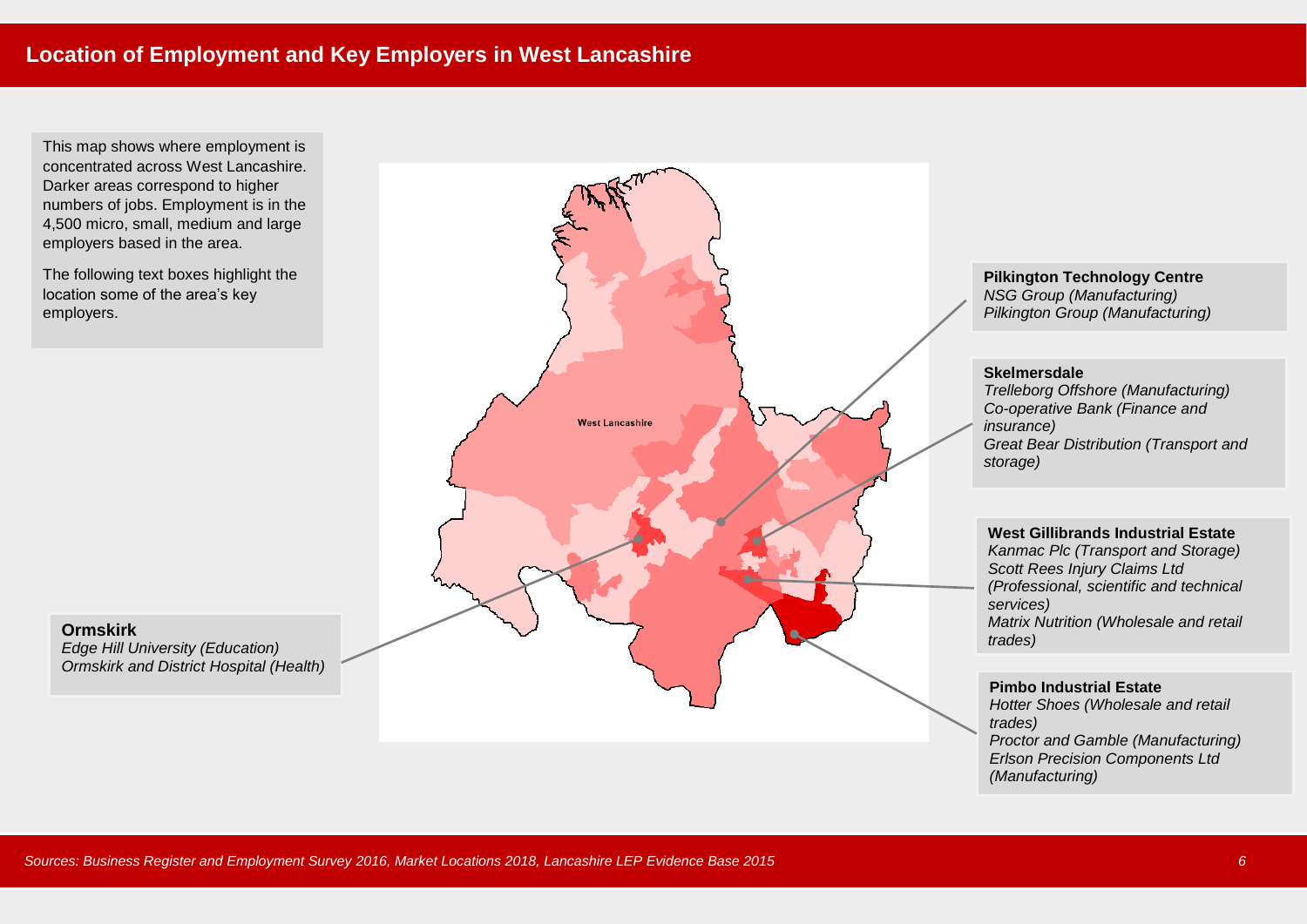## Location of Employment and Key Employers in West Lancashire

This map shows where employment is concentrated across West Lancashire. Darker areas correspond to higher numbers of jobs. Employment is in the 4,500 micro, small, medium and large employers based in the area.

The following text boxes highlight the location some of the area's key employers.

West Lancashire

**Pilkington Technology Centre**
*NSG Group (Manufacturing)*
*Pilkington Group (Manufacturing)*

**Skelmersdale**
*Trelleborg Offshore (Manufacturing)*
*Co-operative Bank (Finance and insurance)*
*Great Bear Distribution (Transport and storage)*

**West Gillibrands Industrial Estate**
*Kanmac Plc (Transport and Storage)*
*Scott Rees Injury Claims Ltd (Professional, scientific and technical services)*
*Matrix Nutrition (Wholesale and retail trades)*

**Pimbo Industrial Estate**
*Hotter Shoes (Wholesale and retail trades)*
*Proctor and Gamble (Manufacturing)*
*Erlson Precision Components Ltd (Manufacturing)*

**Ormskirk**
*Edge Hill University (Education)*
*Ormskirk and District Hospital (Health)*

*Sources: Business Register and Employment Survey 2016, Market Locations 2018, Lancashire LEP Evidence Base 2015*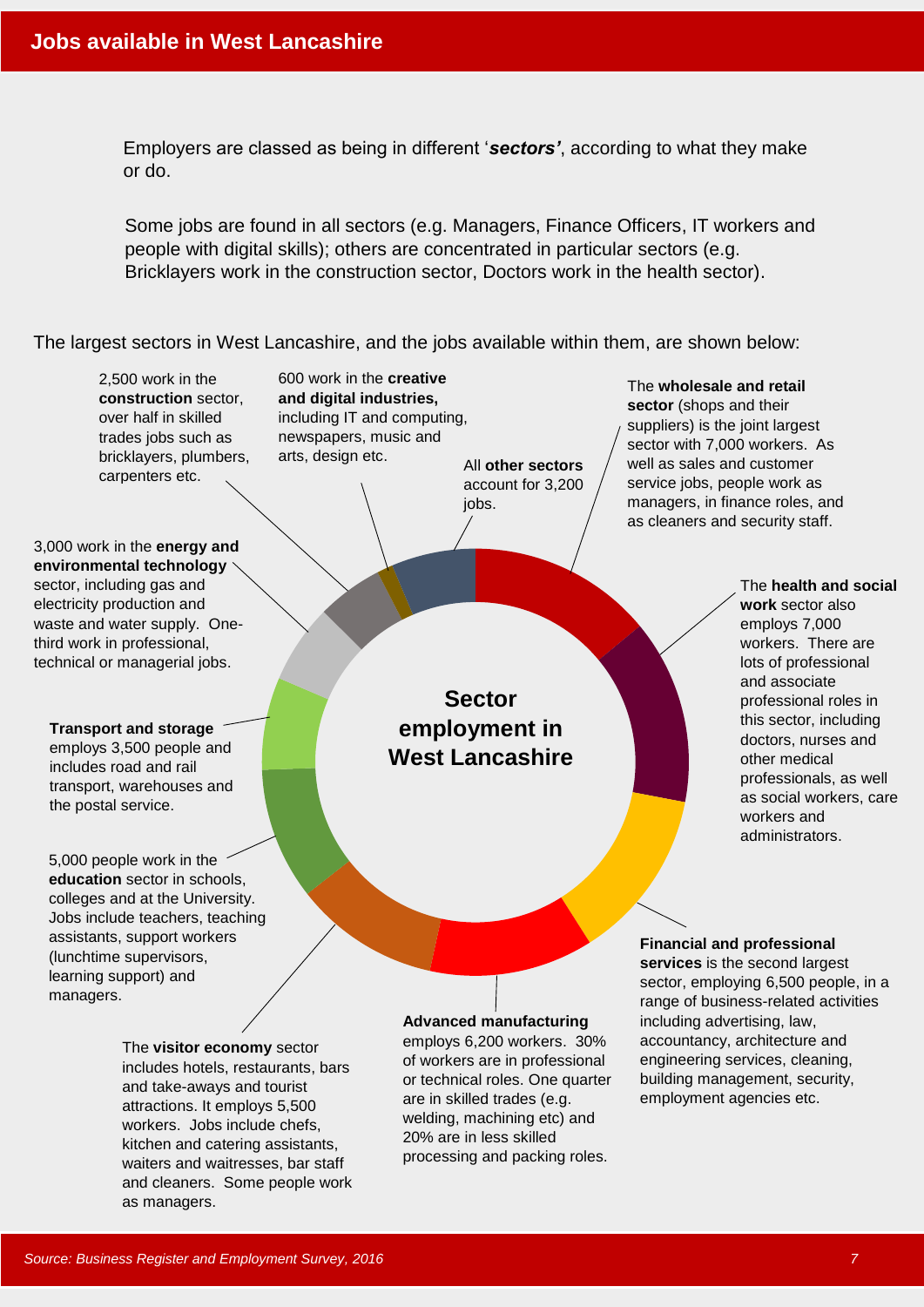## Jobs available in West Lancashire

Employers are classed as being in different '***sectors'***, according to what they make or do.

Some jobs are found in all sectors (e.g. Managers, Finance Officers, IT workers and people with digital skills); others are concentrated in particular sectors (e.g. Bricklayers work in the construction sector, Doctors work in the health sector).

The largest sectors in West Lancashire, and the jobs available within them, are shown below:

**Sector employment in West Lancashire**

The **wholesale and retail sector** (shops and their suppliers) is the joint largest sector with 7,000 workers. As well as sales and customer service jobs, people work as managers, in finance roles, and as cleaners and security staff.

The **health and social work** sector also employs 7,000 workers. There are lots of professional and associate professional roles in this sector, including doctors, nurses and other medical professionals, as well as social workers, care workers and administrators.

**Financial and professional services** is the second largest sector, employing 6,500 people, in a range of business-related activities including advertising, law, accountancy, architecture and engineering services, cleaning, building management, security, employment agencies etc.

**Advanced manufacturing** employs 6,200 workers. 30% of workers are in professional or technical roles. One quarter are in skilled trades (e.g. welding, machining etc) and 20% are in less skilled processing and packing roles.

The **visitor economy** sector includes hotels, restaurants, bars and take-aways and tourist attractions. It employs 5,500 workers. Jobs include chefs, kitchen and catering assistants, waiters and waitresses, bar staff and cleaners. Some people work as managers.

5,000 people work in the **education** sector in schools, colleges and at the University. Jobs include teachers, teaching assistants, support workers (lunchtime supervisors, learning support) and managers.

**Transport and storage** employs 3,500 people and includes road and rail transport, warehouses and the postal service.

3,000 work in the **energy and environmental technology** sector, including gas and electricity production and waste and water supply. One-third work in professional, technical or managerial jobs.

2,500 work in the **construction** sector, over half in skilled trades jobs such as bricklayers, plumbers, carpenters etc.

600 work in the **creative and digital industries,** including IT and computing, newspapers, music and arts, design etc.

All **other sectors** account for 3,200 jobs.

*Source: Business Register and Employment Survey, 2016*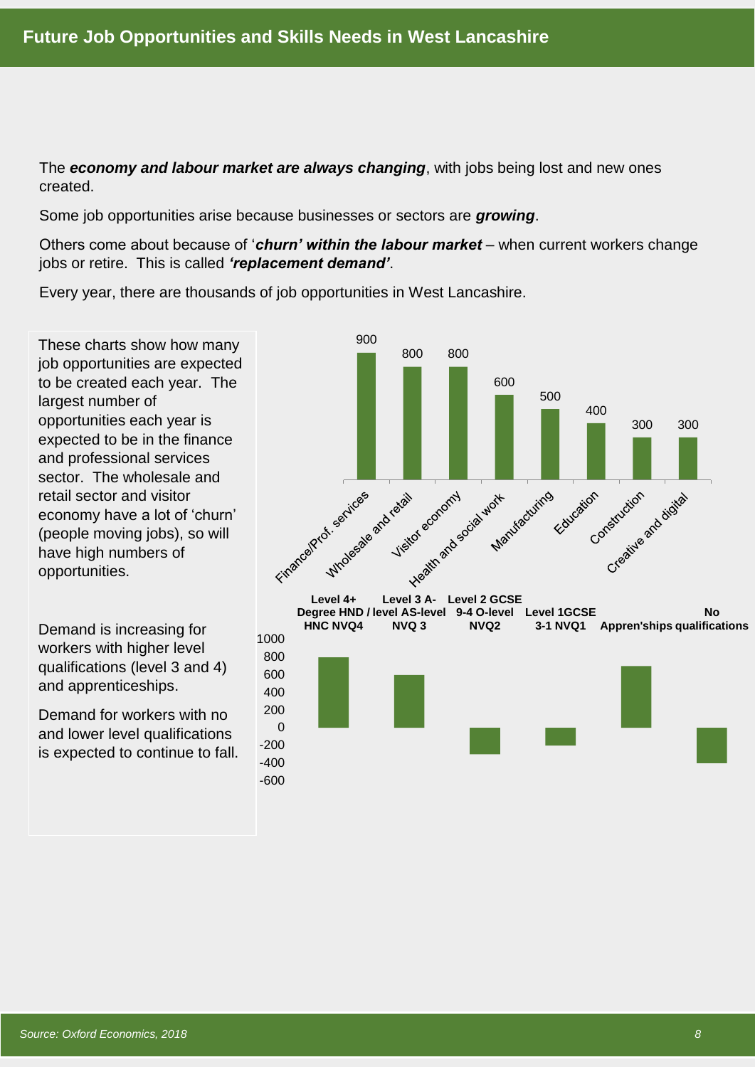## Future Job Opportunities and Skills Needs in West Lancashire

The ***economy and labour market are always changing***, with jobs being lost and new ones created.

Some job opportunities arise because businesses or sectors are ***growing***.

Others come about because of '***churn' within the labour market*** – when current workers change jobs or retire. This is called ***'replacement demand'***.

Every year, there are thousands of job opportunities in West Lancashire.

These charts show how many job opportunities are expected to be created each year. The largest number of opportunities each year is expected to be in the finance and professional services sector. The wholesale and retail sector and visitor economy have a lot of 'churn' (people moving jobs), so will have high numbers of opportunities.

| Sector | Job opportunities per year |
|---|---|
| Finance/Prof. services | 900 |
| Wholesale and retail | 800 |
| Visitor economy | 800 |
| Health and social work | 600 |
| Manufacturing | 500 |
| Education | 400 |
| Construction | 300 |
| Creative and digital | 300 |

Demand is increasing for workers with higher level qualifications (level 3 and 4) and apprenticeships.

Demand for workers with no and lower level qualifications is expected to continue to fall.

| Qualification level | Approximate change in demand |
|---|---|
| Level 4+ Degree HND / HNC NVQ4 | 800 |
| Level 3 A-level AS-level NVQ 3 | 600 |
| Level 2 GCSE 9-4 O-level NVQ2 | -300 |
| Level 1GCSE 3-1 NVQ1 | -200 |
| Appren'ships | 700 |
| No qualifications | -400 |

*Source: Oxford Economics, 2018*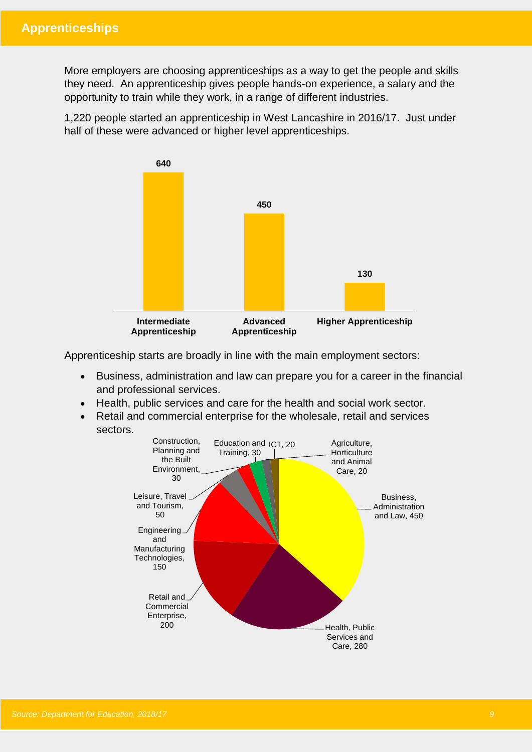## Apprenticeships

More employers are choosing apprenticeships as a way to get the people and skills they need. An apprenticeship gives people hands-on experience, a salary and the opportunity to train while they work, in a range of different industries.

1,220 people started an apprenticeship in West Lancashire in 2016/17. Just under half of these were advanced or higher level apprenticeships.

| Level | Starts |
|---|---|
| Intermediate Apprenticeship | 640 |
| Advanced Apprenticeship | 450 |
| Higher Apprenticeship | 130 |

Apprenticeship starts are broadly in line with the main employment sectors:

- Business, administration and law can prepare you for a career in the financial and professional services.
- Health, public services and care for the health and social work sector.
- Retail and commercial enterprise for the wholesale, retail and services sectors.

| Sector | Starts |
|---|---|
| Business, Administration and Law | 450 |
| Health, Public Services and Care | 280 |
| Retail and Commercial Enterprise | 200 |
| Engineering and Manufacturing Technologies | 150 |
| Leisure, Travel and Tourism | 50 |
| Construction, Planning and the Built Environment | 30 |
| Education and Training | 30 |
| ICT | 20 |
| Agriculture, Horticulture and Animal Care | 20 |

*Source: Department for Education, 2018/17*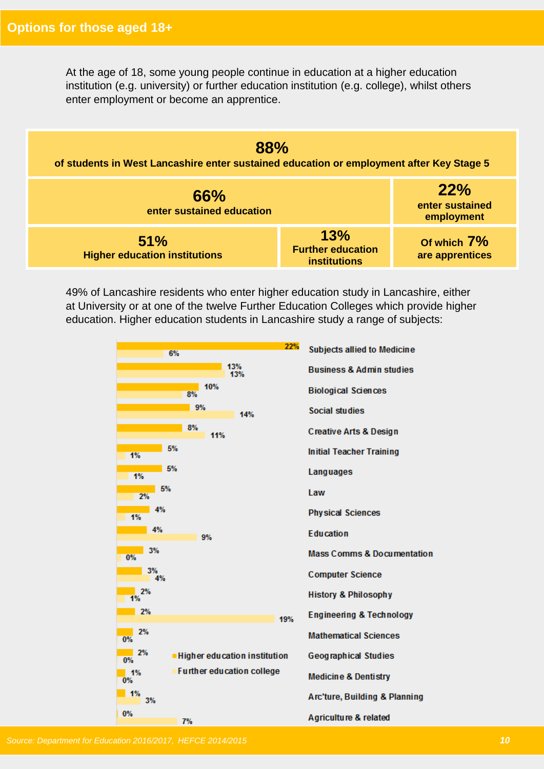## Options for those aged 18+

At the age of 18, some young people continue in education at a higher education institution (e.g. university) or further education institution (e.g. college), whilst others enter employment or become an apprentice.

| **88%** of students in West Lancashire enter sustained education or employment after Key Stage 5 | | |
|---|---|---|
| **66%** enter sustained education | | **22%** enter sustained employment |
| **51%** Higher education institutions | **13%** Further education institutions | Of which **7%** are apprentices |

49% of Lancashire residents who enter higher education study in Lancashire, either at University or at one of the twelve Further Education Colleges which provide higher education. Higher education students in Lancashire study a range of subjects:

| Subject | Higher education institution | Further education college |
|---|---|---|
| Subjects allied to Medicine | 22% | 6% |
| Business & Admin studies | 13% | 13% |
| Biological Sciences | 10% | 8% |
| Social studies | 9% | 14% |
| Creative Arts & Design | 8% | 11% |
| Initial Teacher Training | 5% | 1% |
| Languages | 5% | 1% |
| Law | 5% | 2% |
| Physical Sciences | 4% | 1% |
| Education | 4% | 9% |
| Mass Comms & Documentation | 3% | 0% |
| Computer Science | 3% | 4% |
| History & Philosophy | 2% | 1% |
| Engineering & Technology | 2% | 19% |
| Mathematical Sciences | 2% | 0% |
| Geographical Studies | 2% | 0% |
| Medicine & Dentistry | 1% | 0% |
| Arc'ture, Building & Planning | 1% | 3% |
| Agriculture & related | 0% | 7% |

*Source: Department for Education 2016/2017, HEFCE 2014/2015*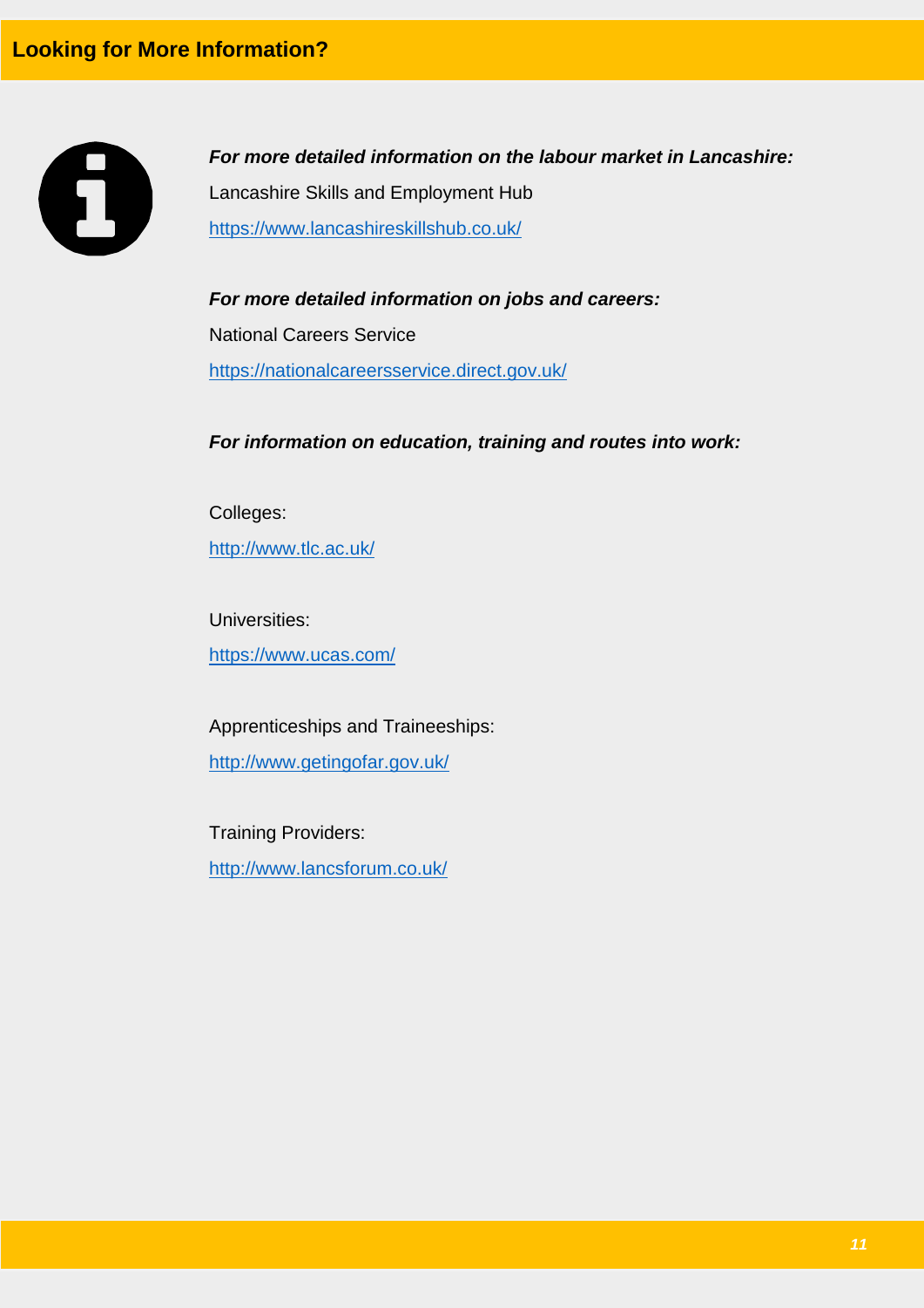## Looking for More Information?

***For more detailed information on the labour market in Lancashire:***

Lancashire Skills and Employment Hub

https://www.lancashireskillshub.co.uk/

***For more detailed information on jobs and careers:***

National Careers Service

https://nationalcareersservice.direct.gov.uk/

***For information on education, training and routes into work:***

Colleges:

http://www.tlc.ac.uk/

Universities:

https://www.ucas.com/

Apprenticeships and Traineeships:

http://www.getingofar.gov.uk/

Training Providers:

http://www.lancsforum.co.uk/